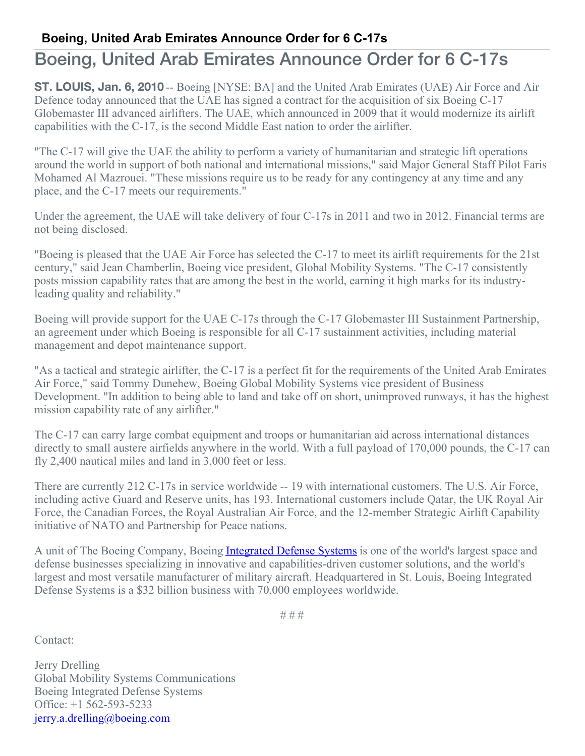**Boeing, United Arab Emirates Announce Order for 6 C-17s**

# Boeing, United Arab Emirates Announce Order for 6 C-17s

**ST. LOUIS, Jan. 6, 2010** -- Boeing [NYSE: BA] and the United Arab Emirates (UAE) Air Force and Air Defence today announced that the UAE has signed a contract for the acquisition of six Boeing C-17 Globemaster III advanced airlifters. The UAE, which announced in 2009 that it would modernize its airlift capabilities with the C-17, is the second Middle East nation to order the airlifter.

"The C-17 will give the UAE the ability to perform a variety of humanitarian and strategic lift operations around the world in support of both national and international missions," said Major General Staff Pilot Faris Mohamed Al Mazrouei. "These missions require us to be ready for any contingency at any time and any place, and the C-17 meets our requirements."

Under the agreement, the UAE will take delivery of four C-17s in 2011 and two in 2012. Financial terms are not being disclosed.

"Boeing is pleased that the UAE Air Force has selected the C-17 to meet its airlift requirements for the 21st century," said Jean Chamberlin, Boeing vice president, Global Mobility Systems. "The C-17 consistently posts mission capability rates that are among the best in the world, earning it high marks for its industry-leading quality and reliability."

Boeing will provide support for the UAE C-17s through the C-17 Globemaster III Sustainment Partnership, an agreement under which Boeing is responsible for all C-17 sustainment activities, including material management and depot maintenance support.

"As a tactical and strategic airlifter, the C-17 is a perfect fit for the requirements of the United Arab Emirates Air Force," said Tommy Dunehew, Boeing Global Mobility Systems vice president of Business Development. "In addition to being able to land and take off on short, unimproved runways, it has the highest mission capability rate of any airlifter."

The C-17 can carry large combat equipment and troops or humanitarian aid across international distances directly to small austere airfields anywhere in the world. With a full payload of 170,000 pounds, the C-17 can fly 2,400 nautical miles and land in 3,000 feet or less.

There are currently 212 C-17s in service worldwide -- 19 with international customers. The U.S. Air Force, including active Guard and Reserve units, has 193. International customers include Qatar, the UK Royal Air Force, the Canadian Forces, the Royal Australian Air Force, and the 12-member Strategic Airlift Capability initiative of NATO and Partnership for Peace nations.

A unit of The Boeing Company, Boeing Integrated Defense Systems is one of the world's largest space and defense businesses specializing in innovative and capabilities-driven customer solutions, and the world's largest and most versatile manufacturer of military aircraft. Headquartered in St. Louis, Boeing Integrated Defense Systems is a $32 billion business with 70,000 employees worldwide.

# # #

Contact:

Jerry Drelling
Global Mobility Systems Communications
Boeing Integrated Defense Systems
Office: +1 562-593-5233
jerry.a.drelling@boeing.com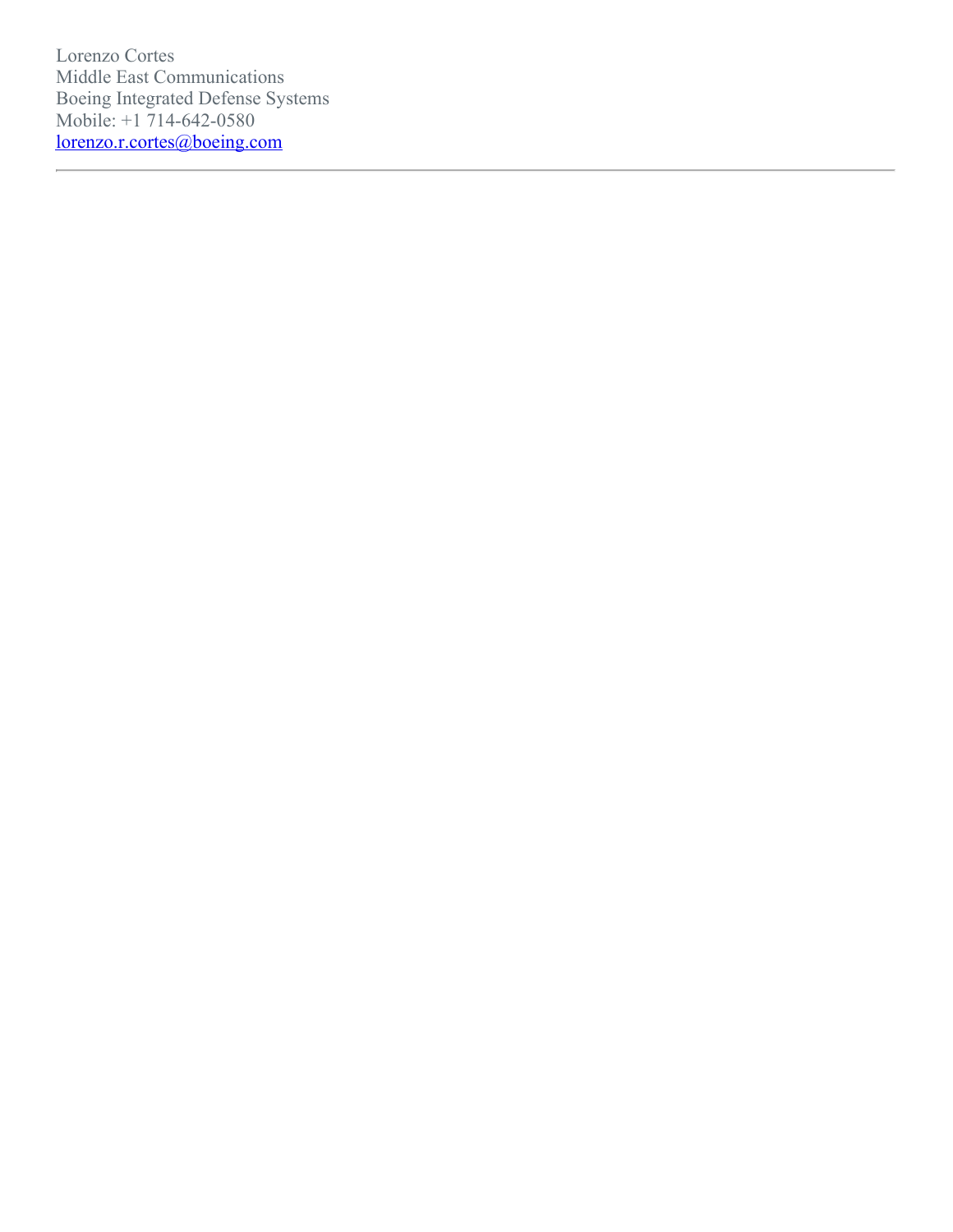Lorenzo Cortes
Middle East Communications
Boeing Integrated Defense Systems
Mobile: +1 714-642-0580
lorenzo.r.cortes@boeing.com

---